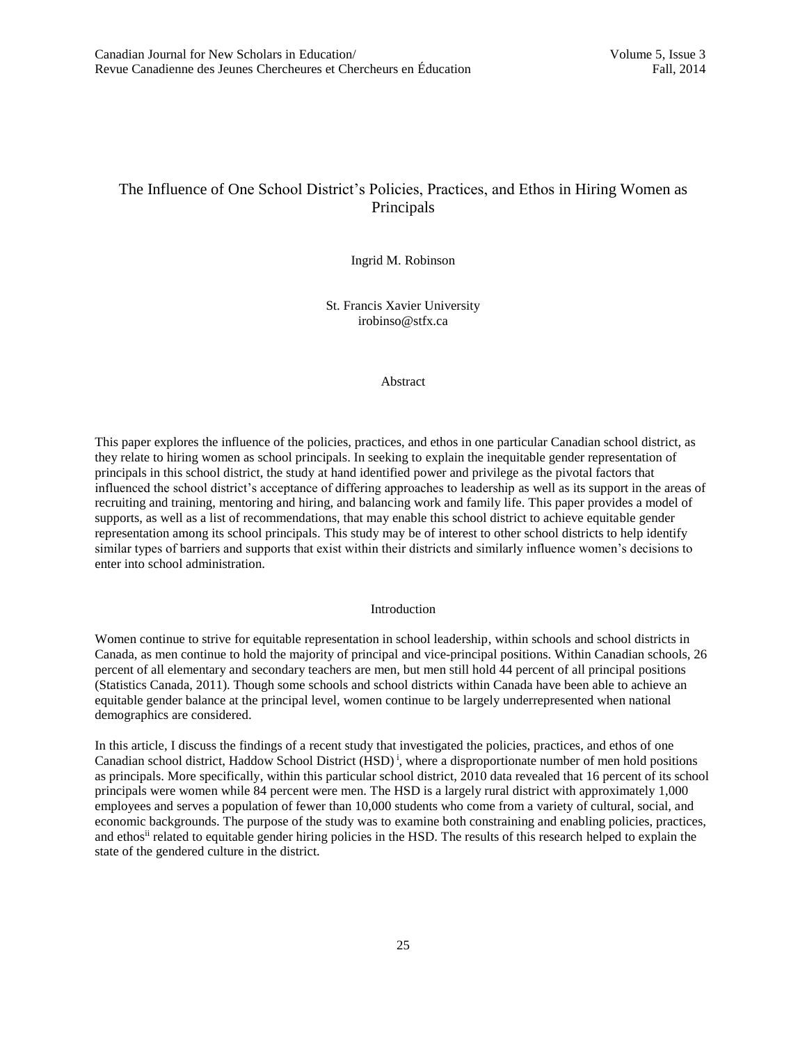# The Influence of One School District's Policies, Practices, and Ethos in Hiring Women as Principals

Ingrid M. Robinson

St. Francis Xavier University
irobinso@stfx.ca

## Abstract

This paper explores the influence of the policies, practices, and ethos in one particular Canadian school district, as they relate to hiring women as school principals. In seeking to explain the inequitable gender representation of principals in this school district, the study at hand identified power and privilege as the pivotal factors that influenced the school district's acceptance of differing approaches to leadership as well as its support in the areas of recruiting and training, mentoring and hiring, and balancing work and family life. This paper provides a model of supports, as well as a list of recommendations, that may enable this school district to achieve equitable gender representation among its school principals. This study may be of interest to other school districts to help identify similar types of barriers and supports that exist within their districts and similarly influence women's decisions to enter into school administration.

## Introduction

Women continue to strive for equitable representation in school leadership, within schools and school districts in Canada, as men continue to hold the majority of principal and vice-principal positions. Within Canadian schools, 26 percent of all elementary and secondary teachers are men, but men still hold 44 percent of all principal positions (Statistics Canada, 2011). Though some schools and school districts within Canada have been able to achieve an equitable gender balance at the principal level, women continue to be largely underrepresented when national demographics are considered.

In this article, I discuss the findings of a recent study that investigated the policies, practices, and ethos of one Canadian school district, Haddow School District (HSD) [i], where a disproportionate number of men hold positions as principals. More specifically, within this particular school district, 2010 data revealed that 16 percent of its school principals were women while 84 percent were men. The HSD is a largely rural district with approximately 1,000 employees and serves a population of fewer than 10,000 students who come from a variety of cultural, social, and economic backgrounds. The purpose of the study was to examine both constraining and enabling policies, practices, and ethos[ii] related to equitable gender hiring policies in the HSD. The results of this research helped to explain the state of the gendered culture in the district.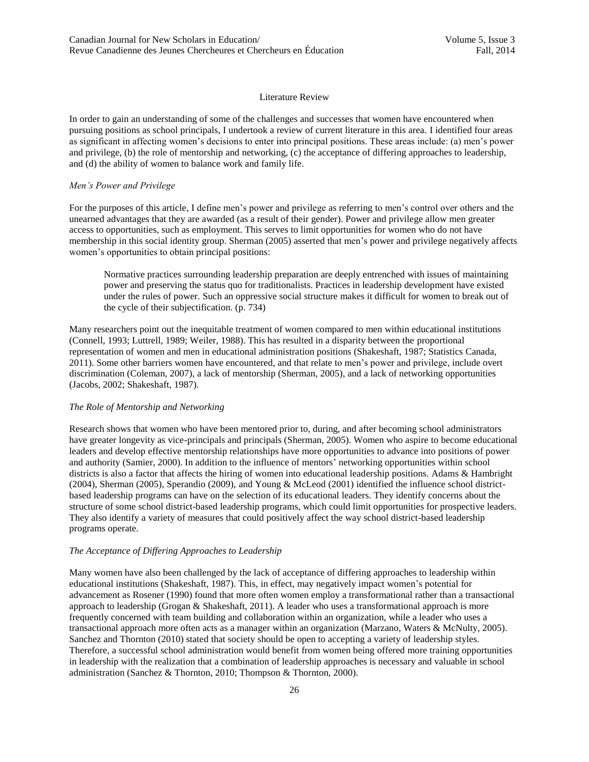## Literature Review

In order to gain an understanding of some of the challenges and successes that women have encountered when pursuing positions as school principals, I undertook a review of current literature in this area. I identified four areas as significant in affecting women's decisions to enter into principal positions. These areas include: (a) men's power and privilege, (b) the role of mentorship and networking, (c) the acceptance of differing approaches to leadership, and (d) the ability of women to balance work and family life.

### *Men's Power and Privilege*

For the purposes of this article, I define men's power and privilege as referring to men's control over others and the unearned advantages that they are awarded (as a result of their gender). Power and privilege allow men greater access to opportunities, such as employment. This serves to limit opportunities for women who do not have membership in this social identity group. Sherman (2005) asserted that men's power and privilege negatively affects women's opportunities to obtain principal positions:

> Normative practices surrounding leadership preparation are deeply entrenched with issues of maintaining power and preserving the status quo for traditionalists. Practices in leadership development have existed under the rules of power. Such an oppressive social structure makes it difficult for women to break out of the cycle of their subjectification. (p. 734)

Many researchers point out the inequitable treatment of women compared to men within educational institutions (Connell, 1993; Luttrell, 1989; Weiler, 1988). This has resulted in a disparity between the proportional representation of women and men in educational administration positions (Shakeshaft, 1987; Statistics Canada, 2011). Some other barriers women have encountered, and that relate to men's power and privilege, include overt discrimination (Coleman, 2007), a lack of mentorship (Sherman, 2005), and a lack of networking opportunities (Jacobs, 2002; Shakeshaft, 1987).

### *The Role of Mentorship and Networking*

Research shows that women who have been mentored prior to, during, and after becoming school administrators have greater longevity as vice-principals and principals (Sherman, 2005). Women who aspire to become educational leaders and develop effective mentorship relationships have more opportunities to advance into positions of power and authority (Samier, 2000). In addition to the influence of mentors' networking opportunities within school districts is also a factor that affects the hiring of women into educational leadership positions. Adams & Hambright (2004), Sherman (2005), Sperandio (2009), and Young & McLeod (2001) identified the influence school district-based leadership programs can have on the selection of its educational leaders. They identify concerns about the structure of some school district-based leadership programs, which could limit opportunities for prospective leaders. They also identify a variety of measures that could positively affect the way school district-based leadership programs operate.

### *The Acceptance of Differing Approaches to Leadership*

Many women have also been challenged by the lack of acceptance of differing approaches to leadership within educational institutions (Shakeshaft, 1987). This, in effect, may negatively impact women's potential for advancement as Rosener (1990) found that more often women employ a transformational rather than a transactional approach to leadership (Grogan & Shakeshaft, 2011). A leader who uses a transformational approach is more frequently concerned with team building and collaboration within an organization, while a leader who uses a transactional approach more often acts as a manager within an organization (Marzano, Waters & McNulty, 2005). Sanchez and Thornton (2010) stated that society should be open to accepting a variety of leadership styles. Therefore, a successful school administration would benefit from women being offered more training opportunities in leadership with the realization that a combination of leadership approaches is necessary and valuable in school administration (Sanchez & Thornton, 2010; Thompson & Thornton, 2000).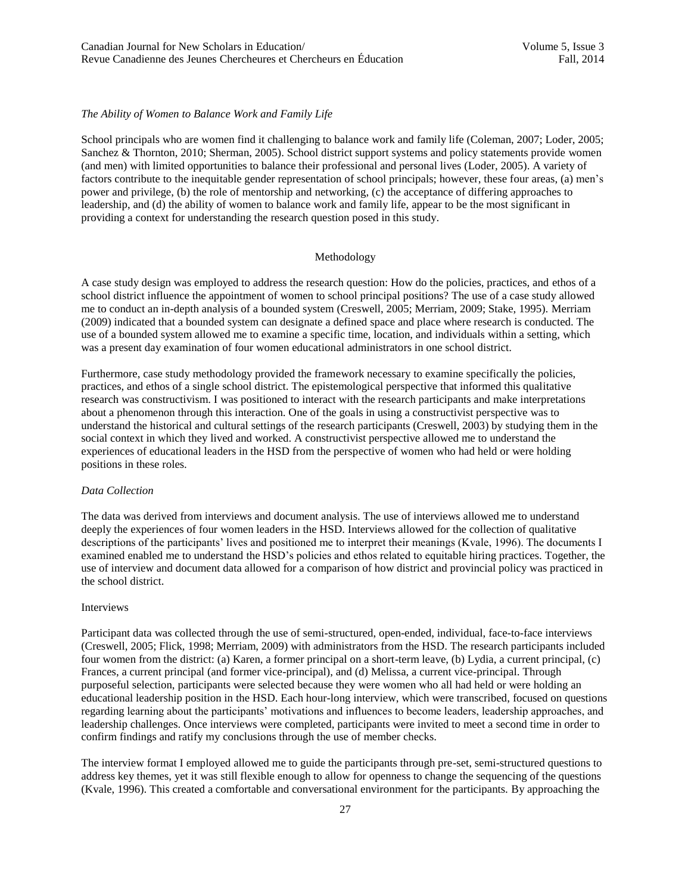### *The Ability of Women to Balance Work and Family Life*

School principals who are women find it challenging to balance work and family life (Coleman, 2007; Loder, 2005; Sanchez & Thornton, 2010; Sherman, 2005). School district support systems and policy statements provide women (and men) with limited opportunities to balance their professional and personal lives (Loder, 2005). A variety of factors contribute to the inequitable gender representation of school principals; however, these four areas, (a) men's power and privilege, (b) the role of mentorship and networking, (c) the acceptance of differing approaches to leadership, and (d) the ability of women to balance work and family life, appear to be the most significant in providing a context for understanding the research question posed in this study.

## Methodology

A case study design was employed to address the research question: How do the policies, practices, and ethos of a school district influence the appointment of women to school principal positions? The use of a case study allowed me to conduct an in-depth analysis of a bounded system (Creswell, 2005; Merriam, 2009; Stake, 1995). Merriam (2009) indicated that a bounded system can designate a defined space and place where research is conducted. The use of a bounded system allowed me to examine a specific time, location, and individuals within a setting, which was a present day examination of four women educational administrators in one school district.

Furthermore, case study methodology provided the framework necessary to examine specifically the policies, practices, and ethos of a single school district. The epistemological perspective that informed this qualitative research was constructivism. I was positioned to interact with the research participants and make interpretations about a phenomenon through this interaction. One of the goals in using a constructivist perspective was to understand the historical and cultural settings of the research participants (Creswell, 2003) by studying them in the social context in which they lived and worked. A constructivist perspective allowed me to understand the experiences of educational leaders in the HSD from the perspective of women who had held or were holding positions in these roles.

### *Data Collection*

The data was derived from interviews and document analysis. The use of interviews allowed me to understand deeply the experiences of four women leaders in the HSD. Interviews allowed for the collection of qualitative descriptions of the participants' lives and positioned me to interpret their meanings (Kvale, 1996). The documents I examined enabled me to understand the HSD's policies and ethos related to equitable hiring practices. Together, the use of interview and document data allowed for a comparison of how district and provincial policy was practiced in the school district.

#### Interviews

Participant data was collected through the use of semi-structured, open-ended, individual, face-to-face interviews (Creswell, 2005; Flick, 1998; Merriam, 2009) with administrators from the HSD. The research participants included four women from the district: (a) Karen, a former principal on a short-term leave, (b) Lydia, a current principal, (c) Frances, a current principal (and former vice-principal), and (d) Melissa, a current vice-principal. Through purposeful selection, participants were selected because they were women who all had held or were holding an educational leadership position in the HSD. Each hour-long interview, which were transcribed, focused on questions regarding learning about the participants' motivations and influences to become leaders, leadership approaches, and leadership challenges. Once interviews were completed, participants were invited to meet a second time in order to confirm findings and ratify my conclusions through the use of member checks.

The interview format I employed allowed me to guide the participants through pre-set, semi-structured questions to address key themes, yet it was still flexible enough to allow for openness to change the sequencing of the questions (Kvale, 1996). This created a comfortable and conversational environment for the participants. By approaching the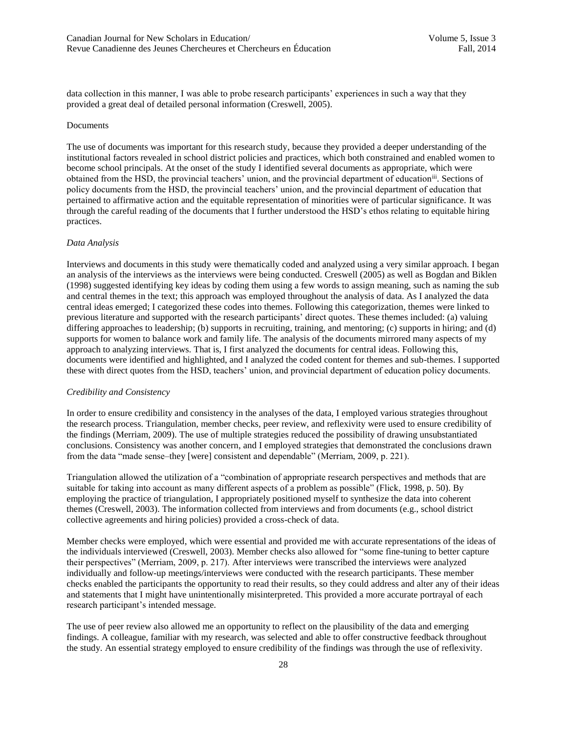data collection in this manner, I was able to probe research participants' experiences in such a way that they provided a great deal of detailed personal information (Creswell, 2005).

Documents

The use of documents was important for this research study, because they provided a deeper understanding of the institutional factors revealed in school district policies and practices, which both constrained and enabled women to become school principals. At the onset of the study I identified several documents as appropriate, which were obtained from the HSD, the provincial teachers' union, and the provincial department of education[iii]. Sections of policy documents from the HSD, the provincial teachers' union, and the provincial department of education that pertained to affirmative action and the equitable representation of minorities were of particular significance. It was through the careful reading of the documents that I further understood the HSD's ethos relating to equitable hiring practices.

*Data Analysis*

Interviews and documents in this study were thematically coded and analyzed using a very similar approach. I began an analysis of the interviews as the interviews were being conducted. Creswell (2005) as well as Bogdan and Biklen (1998) suggested identifying key ideas by coding them using a few words to assign meaning, such as naming the sub and central themes in the text; this approach was employed throughout the analysis of data. As I analyzed the data central ideas emerged; I categorized these codes into themes. Following this categorization, themes were linked to previous literature and supported with the research participants' direct quotes. These themes included: (a) valuing differing approaches to leadership; (b) supports in recruiting, training, and mentoring; (c) supports in hiring; and (d) supports for women to balance work and family life. The analysis of the documents mirrored many aspects of my approach to analyzing interviews. That is, I first analyzed the documents for central ideas. Following this, documents were identified and highlighted, and I analyzed the coded content for themes and sub-themes. I supported these with direct quotes from the HSD, teachers' union, and provincial department of education policy documents.

*Credibility and Consistency*

In order to ensure credibility and consistency in the analyses of the data, I employed various strategies throughout the research process. Triangulation, member checks, peer review, and reflexivity were used to ensure credibility of the findings (Merriam, 2009). The use of multiple strategies reduced the possibility of drawing unsubstantiated conclusions. Consistency was another concern, and I employed strategies that demonstrated the conclusions drawn from the data "made sense–they [were] consistent and dependable" (Merriam, 2009, p. 221).

Triangulation allowed the utilization of a "combination of appropriate research perspectives and methods that are suitable for taking into account as many different aspects of a problem as possible" (Flick, 1998, p. 50). By employing the practice of triangulation, I appropriately positioned myself to synthesize the data into coherent themes (Creswell, 2003). The information collected from interviews and from documents (e.g., school district collective agreements and hiring policies) provided a cross-check of data.

Member checks were employed, which were essential and provided me with accurate representations of the ideas of the individuals interviewed (Creswell, 2003). Member checks also allowed for "some fine-tuning to better capture their perspectives" (Merriam, 2009, p. 217). After interviews were transcribed the interviews were analyzed individually and follow-up meetings/interviews were conducted with the research participants. These member checks enabled the participants the opportunity to read their results, so they could address and alter any of their ideas and statements that I might have unintentionally misinterpreted. This provided a more accurate portrayal of each research participant's intended message.

The use of peer review also allowed me an opportunity to reflect on the plausibility of the data and emerging findings. A colleague, familiar with my research, was selected and able to offer constructive feedback throughout the study. An essential strategy employed to ensure credibility of the findings was through the use of reflexivity.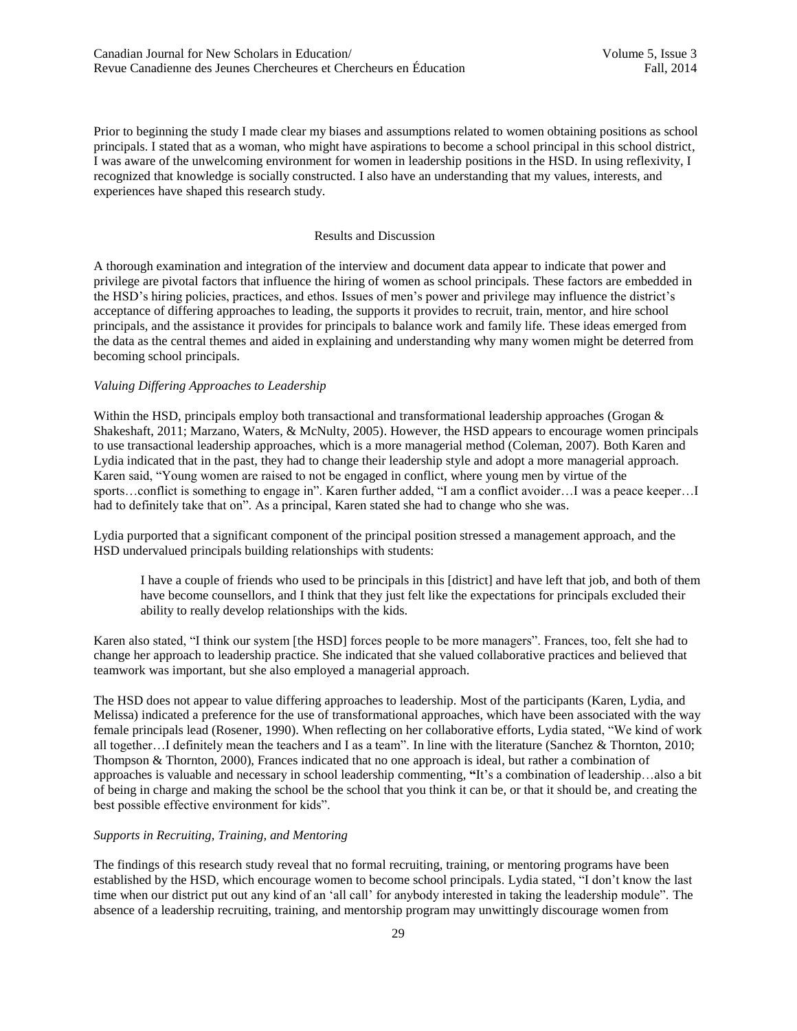Prior to beginning the study I made clear my biases and assumptions related to women obtaining positions as school principals. I stated that as a woman, who might have aspirations to become a school principal in this school district, I was aware of the unwelcoming environment for women in leadership positions in the HSD. In using reflexivity, I recognized that knowledge is socially constructed. I also have an understanding that my values, interests, and experiences have shaped this research study.

## Results and Discussion

A thorough examination and integration of the interview and document data appear to indicate that power and privilege are pivotal factors that influence the hiring of women as school principals. These factors are embedded in the HSD's hiring policies, practices, and ethos. Issues of men's power and privilege may influence the district's acceptance of differing approaches to leading, the supports it provides to recruit, train, mentor, and hire school principals, and the assistance it provides for principals to balance work and family life. These ideas emerged from the data as the central themes and aided in explaining and understanding why many women might be deterred from becoming school principals.

### *Valuing Differing Approaches to Leadership*

Within the HSD, principals employ both transactional and transformational leadership approaches (Grogan & Shakeshaft, 2011; Marzano, Waters, & McNulty, 2005). However, the HSD appears to encourage women principals to use transactional leadership approaches, which is a more managerial method (Coleman, 2007). Both Karen and Lydia indicated that in the past, they had to change their leadership style and adopt a more managerial approach. Karen said, "Young women are raised to not be engaged in conflict, where young men by virtue of the sports…conflict is something to engage in". Karen further added, "I am a conflict avoider…I was a peace keeper…I had to definitely take that on". As a principal, Karen stated she had to change who she was.

Lydia purported that a significant component of the principal position stressed a management approach, and the HSD undervalued principals building relationships with students:

> I have a couple of friends who used to be principals in this [district] and have left that job, and both of them have become counsellors, and I think that they just felt like the expectations for principals excluded their ability to really develop relationships with the kids.

Karen also stated, "I think our system [the HSD] forces people to be more managers". Frances, too, felt she had to change her approach to leadership practice. She indicated that she valued collaborative practices and believed that teamwork was important, but she also employed a managerial approach.

The HSD does not appear to value differing approaches to leadership. Most of the participants (Karen, Lydia, and Melissa) indicated a preference for the use of transformational approaches, which have been associated with the way female principals lead (Rosener, 1990). When reflecting on her collaborative efforts, Lydia stated, "We kind of work all together…I definitely mean the teachers and I as a team". In line with the literature (Sanchez & Thornton, 2010; Thompson & Thornton, 2000), Frances indicated that no one approach is ideal, but rather a combination of approaches is valuable and necessary in school leadership commenting, "It's a combination of leadership…also a bit of being in charge and making the school be the school that you think it can be, or that it should be, and creating the best possible effective environment for kids".

### *Supports in Recruiting, Training, and Mentoring*

The findings of this research study reveal that no formal recruiting, training, or mentoring programs have been established by the HSD, which encourage women to become school principals. Lydia stated, "I don't know the last time when our district put out any kind of an 'all call' for anybody interested in taking the leadership module". The absence of a leadership recruiting, training, and mentorship program may unwittingly discourage women from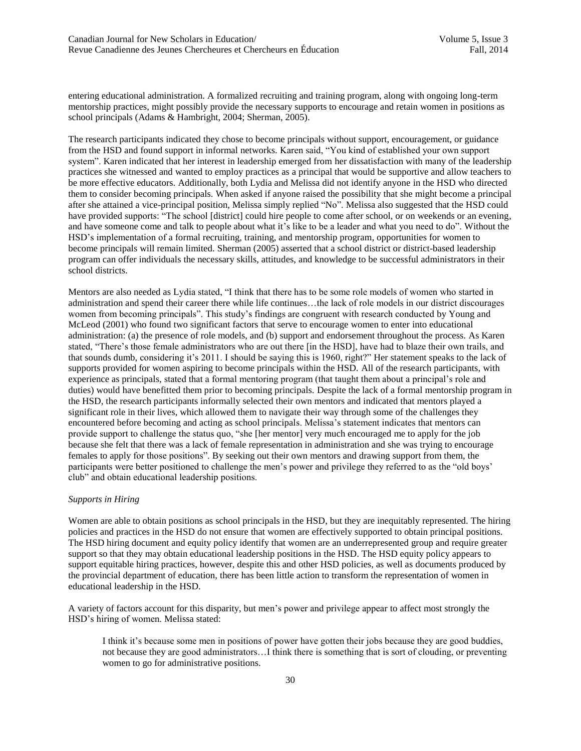entering educational administration. A formalized recruiting and training program, along with ongoing long-term mentorship practices, might possibly provide the necessary supports to encourage and retain women in positions as school principals (Adams & Hambright, 2004; Sherman, 2005).

The research participants indicated they chose to become principals without support, encouragement, or guidance from the HSD and found support in informal networks. Karen said, "You kind of established your own support system". Karen indicated that her interest in leadership emerged from her dissatisfaction with many of the leadership practices she witnessed and wanted to employ practices as a principal that would be supportive and allow teachers to be more effective educators. Additionally, both Lydia and Melissa did not identify anyone in the HSD who directed them to consider becoming principals. When asked if anyone raised the possibility that she might become a principal after she attained a vice-principal position, Melissa simply replied "No". Melissa also suggested that the HSD could have provided supports: "The school [district] could hire people to come after school, or on weekends or an evening, and have someone come and talk to people about what it's like to be a leader and what you need to do". Without the HSD's implementation of a formal recruiting, training, and mentorship program, opportunities for women to become principals will remain limited. Sherman (2005) asserted that a school district or district-based leadership program can offer individuals the necessary skills, attitudes, and knowledge to be successful administrators in their school districts.

Mentors are also needed as Lydia stated, "I think that there has to be some role models of women who started in administration and spend their career there while life continues…the lack of role models in our district discourages women from becoming principals". This study's findings are congruent with research conducted by Young and McLeod (2001) who found two significant factors that serve to encourage women to enter into educational administration: (a) the presence of role models, and (b) support and endorsement throughout the process. As Karen stated, "There's those female administrators who are out there [in the HSD], have had to blaze their own trails, and that sounds dumb, considering it's 2011. I should be saying this is 1960, right?" Her statement speaks to the lack of supports provided for women aspiring to become principals within the HSD. All of the research participants, with experience as principals, stated that a formal mentoring program (that taught them about a principal's role and duties) would have benefitted them prior to becoming principals. Despite the lack of a formal mentorship program in the HSD, the research participants informally selected their own mentors and indicated that mentors played a significant role in their lives, which allowed them to navigate their way through some of the challenges they encountered before becoming and acting as school principals. Melissa's statement indicates that mentors can provide support to challenge the status quo, "she [her mentor] very much encouraged me to apply for the job because she felt that there was a lack of female representation in administration and she was trying to encourage females to apply for those positions". By seeking out their own mentors and drawing support from them, the participants were better positioned to challenge the men's power and privilege they referred to as the "old boys' club" and obtain educational leadership positions.

*Supports in Hiring*

Women are able to obtain positions as school principals in the HSD, but they are inequitably represented. The hiring policies and practices in the HSD do not ensure that women are effectively supported to obtain principal positions. The HSD hiring document and equity policy identify that women are an underrepresented group and require greater support so that they may obtain educational leadership positions in the HSD. The HSD equity policy appears to support equitable hiring practices, however, despite this and other HSD policies, as well as documents produced by the provincial department of education, there has been little action to transform the representation of women in educational leadership in the HSD.

A variety of factors account for this disparity, but men's power and privilege appear to affect most strongly the HSD's hiring of women. Melissa stated:

> I think it's because some men in positions of power have gotten their jobs because they are good buddies, not because they are good administrators…I think there is something that is sort of clouding, or preventing women to go for administrative positions.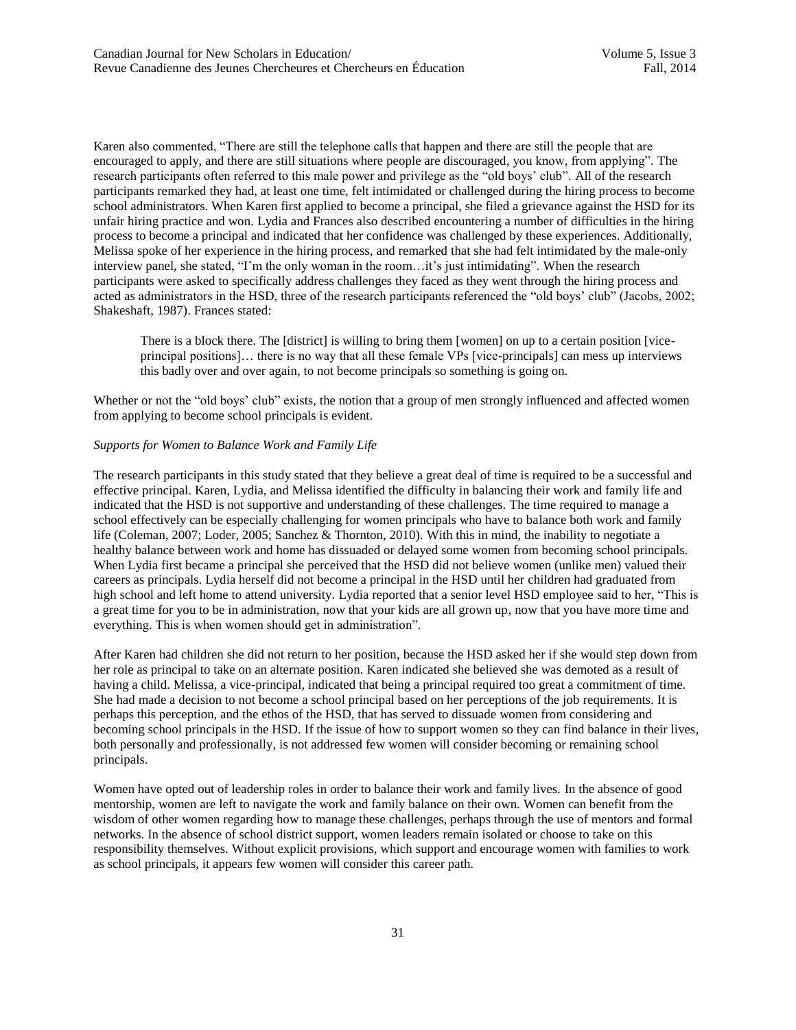Karen also commented, "There are still the telephone calls that happen and there are still the people that are encouraged to apply, and there are still situations where people are discouraged, you know, from applying". The research participants often referred to this male power and privilege as the "old boys' club". All of the research participants remarked they had, at least one time, felt intimidated or challenged during the hiring process to become school administrators. When Karen first applied to become a principal, she filed a grievance against the HSD for its unfair hiring practice and won. Lydia and Frances also described encountering a number of difficulties in the hiring process to become a principal and indicated that her confidence was challenged by these experiences. Additionally, Melissa spoke of her experience in the hiring process, and remarked that she had felt intimidated by the male-only interview panel, she stated, "I'm the only woman in the room…it's just intimidating". When the research participants were asked to specifically address challenges they faced as they went through the hiring process and acted as administrators in the HSD, three of the research participants referenced the "old boys' club" (Jacobs, 2002; Shakeshaft, 1987). Frances stated:

> There is a block there. The [district] is willing to bring them [women] on up to a certain position [vice-principal positions]… there is no way that all these female VPs [vice-principals] can mess up interviews this badly over and over again, to not become principals so something is going on.

Whether or not the "old boys' club" exists, the notion that a group of men strongly influenced and affected women from applying to become school principals is evident.

*Supports for Women to Balance Work and Family Life*

The research participants in this study stated that they believe a great deal of time is required to be a successful and effective principal. Karen, Lydia, and Melissa identified the difficulty in balancing their work and family life and indicated that the HSD is not supportive and understanding of these challenges. The time required to manage a school effectively can be especially challenging for women principals who have to balance both work and family life (Coleman, 2007; Loder, 2005; Sanchez & Thornton, 2010). With this in mind, the inability to negotiate a healthy balance between work and home has dissuaded or delayed some women from becoming school principals. When Lydia first became a principal she perceived that the HSD did not believe women (unlike men) valued their careers as principals. Lydia herself did not become a principal in the HSD until her children had graduated from high school and left home to attend university. Lydia reported that a senior level HSD employee said to her, "This is a great time for you to be in administration, now that your kids are all grown up, now that you have more time and everything. This is when women should get in administration".

After Karen had children she did not return to her position, because the HSD asked her if she would step down from her role as principal to take on an alternate position. Karen indicated she believed she was demoted as a result of having a child. Melissa, a vice-principal, indicated that being a principal required too great a commitment of time. She had made a decision to not become a school principal based on her perceptions of the job requirements. It is perhaps this perception, and the ethos of the HSD, that has served to dissuade women from considering and becoming school principals in the HSD. If the issue of how to support women so they can find balance in their lives, both personally and professionally, is not addressed few women will consider becoming or remaining school principals.

Women have opted out of leadership roles in order to balance their work and family lives. In the absence of good mentorship, women are left to navigate the work and family balance on their own. Women can benefit from the wisdom of other women regarding how to manage these challenges, perhaps through the use of mentors and formal networks. In the absence of school district support, women leaders remain isolated or choose to take on this responsibility themselves. Without explicit provisions, which support and encourage women with families to work as school principals, it appears few women will consider this career path.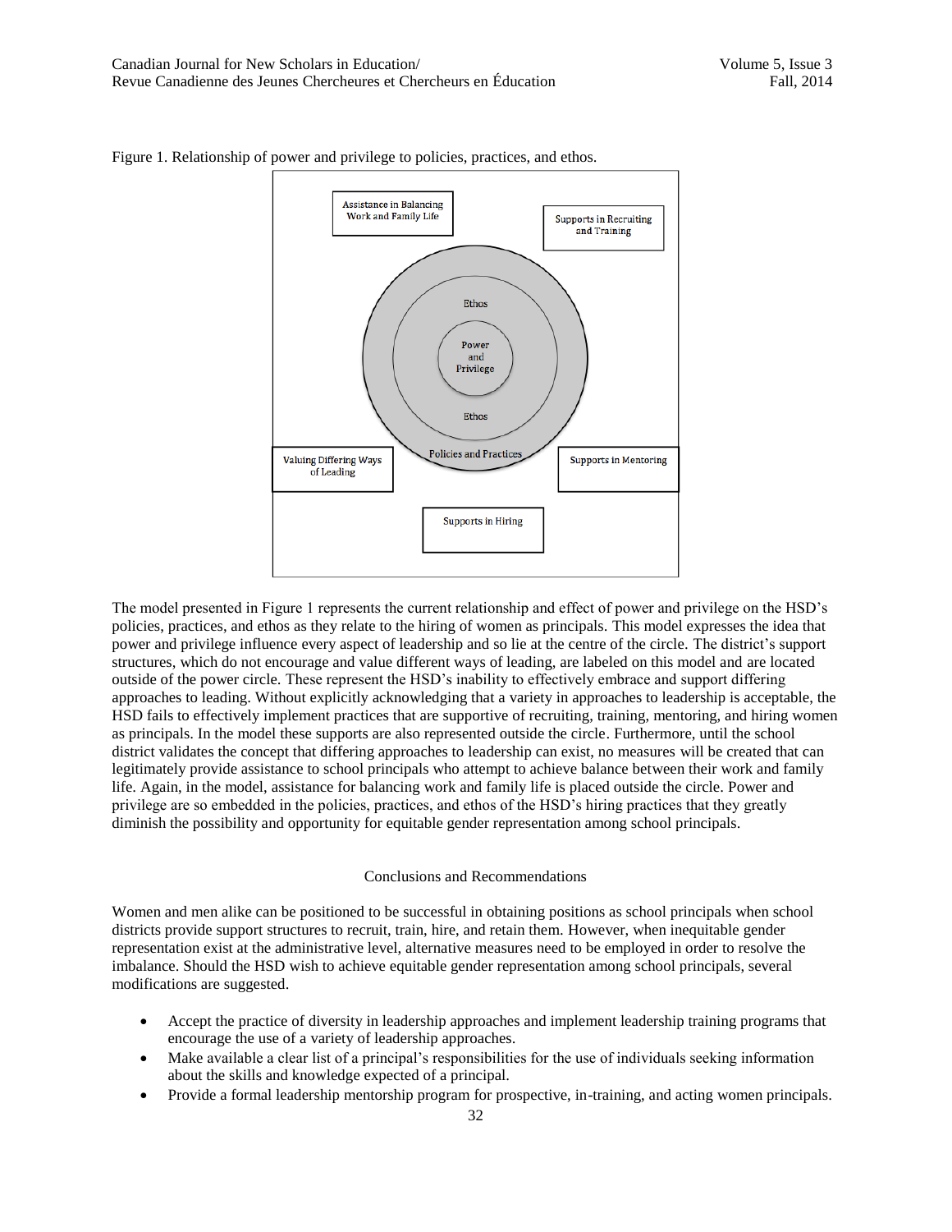Figure 1. Relationship of power and privilege to policies, practices, and ethos.

Assistance in Balancing Work and Family Life

Supports in Recruiting and Training

Ethos

Power and Privilege

Ethos

Policies and Practices

Valuing Differing Ways of Leading

Supports in Mentoring

Supports in Hiring

The model presented in Figure 1 represents the current relationship and effect of power and privilege on the HSD's policies, practices, and ethos as they relate to the hiring of women as principals. This model expresses the idea that power and privilege influence every aspect of leadership and so lie at the centre of the circle. The district's support structures, which do not encourage and value different ways of leading, are labeled on this model and are located outside of the power circle. These represent the HSD's inability to effectively embrace and support differing approaches to leading. Without explicitly acknowledging that a variety in approaches to leadership is acceptable, the HSD fails to effectively implement practices that are supportive of recruiting, training, mentoring, and hiring women as principals. In the model these supports are also represented outside the circle. Furthermore, until the school district validates the concept that differing approaches to leadership can exist, no measures will be created that can legitimately provide assistance to school principals who attempt to achieve balance between their work and family life. Again, in the model, assistance for balancing work and family life is placed outside the circle. Power and privilege are so embedded in the policies, practices, and ethos of the HSD's hiring practices that they greatly diminish the possibility and opportunity for equitable gender representation among school principals.

## Conclusions and Recommendations

Women and men alike can be positioned to be successful in obtaining positions as school principals when school districts provide support structures to recruit, train, hire, and retain them. However, when inequitable gender representation exist at the administrative level, alternative measures need to be employed in order to resolve the imbalance. Should the HSD wish to achieve equitable gender representation among school principals, several modifications are suggested.

- Accept the practice of diversity in leadership approaches and implement leadership training programs that encourage the use of a variety of leadership approaches.
- Make available a clear list of a principal's responsibilities for the use of individuals seeking information about the skills and knowledge expected of a principal.
- Provide a formal leadership mentorship program for prospective, in-training, and acting women principals.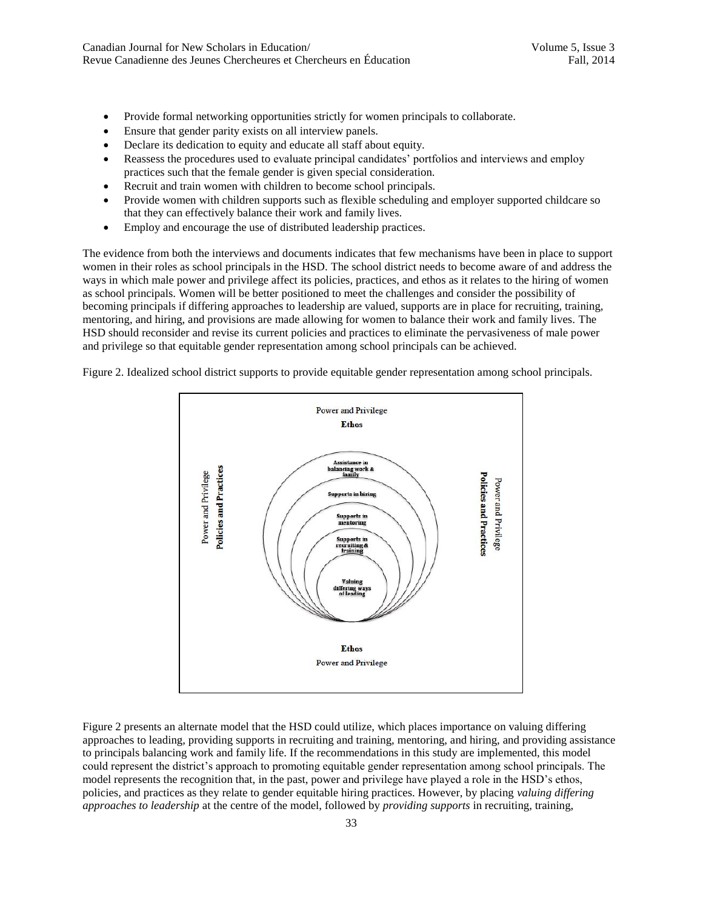- Provide formal networking opportunities strictly for women principals to collaborate.
- Ensure that gender parity exists on all interview panels.
- Declare its dedication to equity and educate all staff about equity.
- Reassess the procedures used to evaluate principal candidates' portfolios and interviews and employ practices such that the female gender is given special consideration.
- Recruit and train women with children to become school principals.
- Provide women with children supports such as flexible scheduling and employer supported childcare so that they can effectively balance their work and family lives.
- Employ and encourage the use of distributed leadership practices.

The evidence from both the interviews and documents indicates that few mechanisms have been in place to support women in their roles as school principals in the HSD. The school district needs to become aware of and address the ways in which male power and privilege affect its policies, practices, and ethos as it relates to the hiring of women as school principals. Women will be better positioned to meet the challenges and consider the possibility of becoming principals if differing approaches to leadership are valued, supports are in place for recruiting, training, mentoring, and hiring, and provisions are made allowing for women to balance their work and family lives. The HSD should reconsider and revise its current policies and practices to eliminate the pervasiveness of male power and privilege so that equitable gender representation among school principals can be achieved.

Figure 2. Idealized school district supports to provide equitable gender representation among school principals.

Power and Privilege
**Ethos**

Power and Privilege
**Policies and Practices**

Assistance in balancing work & family

Supports in hiring

Supports in mentoring

Supports in recruiting & training

Valuing differing ways of leading

Power and Privilege
**Policies and Practices**

**Ethos**
Power and Privilege

Figure 2 presents an alternate model that the HSD could utilize, which places importance on valuing differing approaches to leading, providing supports in recruiting and training, mentoring, and hiring, and providing assistance to principals balancing work and family life. If the recommendations in this study are implemented, this model could represent the district's approach to promoting equitable gender representation among school principals. The model represents the recognition that, in the past, power and privilege have played a role in the HSD's ethos, policies, and practices as they relate to gender equitable hiring practices. However, by placing *valuing differing approaches to leadership* at the centre of the model, followed by *providing supports* in recruiting, training,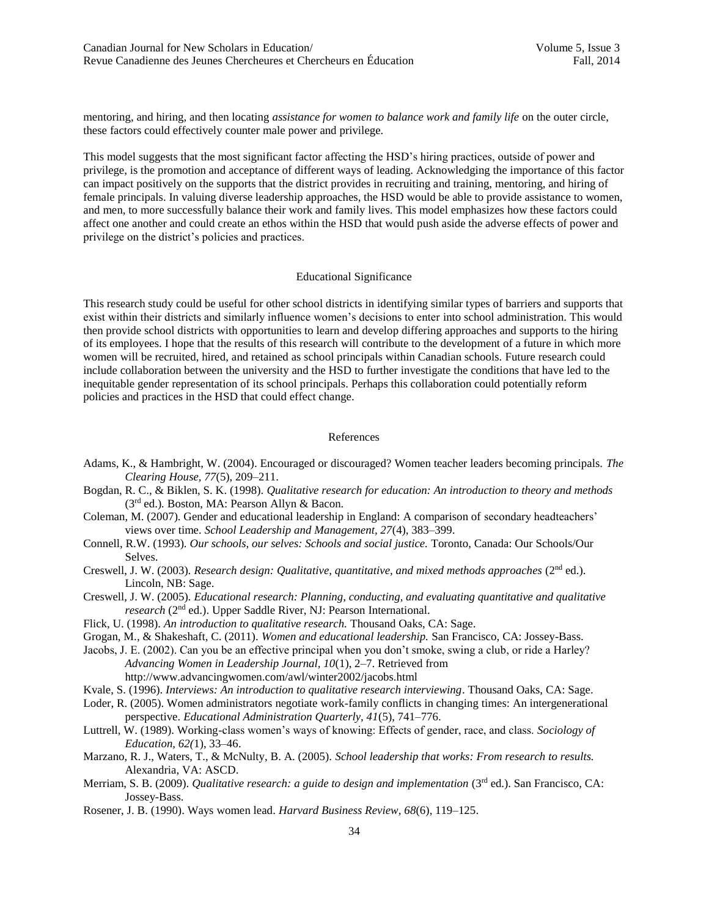mentoring, and hiring, and then locating *assistance for women to balance work and family life* on the outer circle, these factors could effectively counter male power and privilege.

This model suggests that the most significant factor affecting the HSD's hiring practices, outside of power and privilege, is the promotion and acceptance of different ways of leading. Acknowledging the importance of this factor can impact positively on the supports that the district provides in recruiting and training, mentoring, and hiring of female principals. In valuing diverse leadership approaches, the HSD would be able to provide assistance to women, and men, to more successfully balance their work and family lives. This model emphasizes how these factors could affect one another and could create an ethos within the HSD that would push aside the adverse effects of power and privilege on the district's policies and practices.

## Educational Significance

This research study could be useful for other school districts in identifying similar types of barriers and supports that exist within their districts and similarly influence women's decisions to enter into school administration. This would then provide school districts with opportunities to learn and develop differing approaches and supports to the hiring of its employees. I hope that the results of this research will contribute to the development of a future in which more women will be recruited, hired, and retained as school principals within Canadian schools. Future research could include collaboration between the university and the HSD to further investigate the conditions that have led to the inequitable gender representation of its school principals. Perhaps this collaboration could potentially reform policies and practices in the HSD that could effect change.

## References

Adams, K., & Hambright, W. (2004). Encouraged or discouraged? Women teacher leaders becoming principals. *The Clearing House, 77*(5), 209–211.

Bogdan, R. C., & Biklen, S. K. (1998). *Qualitative research for education: An introduction to theory and methods* (3rd ed.). Boston, MA: Pearson Allyn & Bacon.

Coleman, M. (2007). Gender and educational leadership in England: A comparison of secondary headteachers' views over time. *School Leadership and Management, 27*(4), 383–399.

Connell, R.W. (1993). *Our schools, our selves: Schools and social justice.* Toronto, Canada: Our Schools/Our Selves.

Creswell, J. W. (2003). *Research design: Qualitative, quantitative, and mixed methods approaches* (2nd ed.). Lincoln, NB: Sage.

Creswell, J. W. (2005). *Educational research: Planning, conducting, and evaluating quantitative and qualitative research* (2nd ed.). Upper Saddle River, NJ: Pearson International.

Flick, U. (1998). *An introduction to qualitative research.* Thousand Oaks, CA: Sage.

Grogan, M., & Shakeshaft, C. (2011). *Women and educational leadership.* San Francisco, CA: Jossey-Bass.

Jacobs, J. E. (2002). Can you be an effective principal when you don't smoke, swing a club, or ride a Harley? *Advancing Women in Leadership Journal, 10*(1), 2–7. Retrieved from http://www.advancingwomen.com/awl/winter2002/jacobs.html

Kvale, S. (1996). *Interviews: An introduction to qualitative research interviewing*. Thousand Oaks, CA: Sage.

Loder, R. (2005). Women administrators negotiate work-family conflicts in changing times: An intergenerational perspective. *Educational Administration Quarterly, 41*(5), 741–776.

Luttrell, W. (1989). Working-class women's ways of knowing: Effects of gender, race, and class. *Sociology of Education, 62*(1), 33–46.

Marzano, R. J., Waters, T., & McNulty, B. A. (2005). *School leadership that works: From research to results.* Alexandria, VA: ASCD.

Merriam, S. B. (2009). *Qualitative research: a guide to design and implementation* (3rd ed.). San Francisco, CA: Jossey-Bass.

Rosener, J. B. (1990). Ways women lead. *Harvard Business Review, 68*(6), 119–125.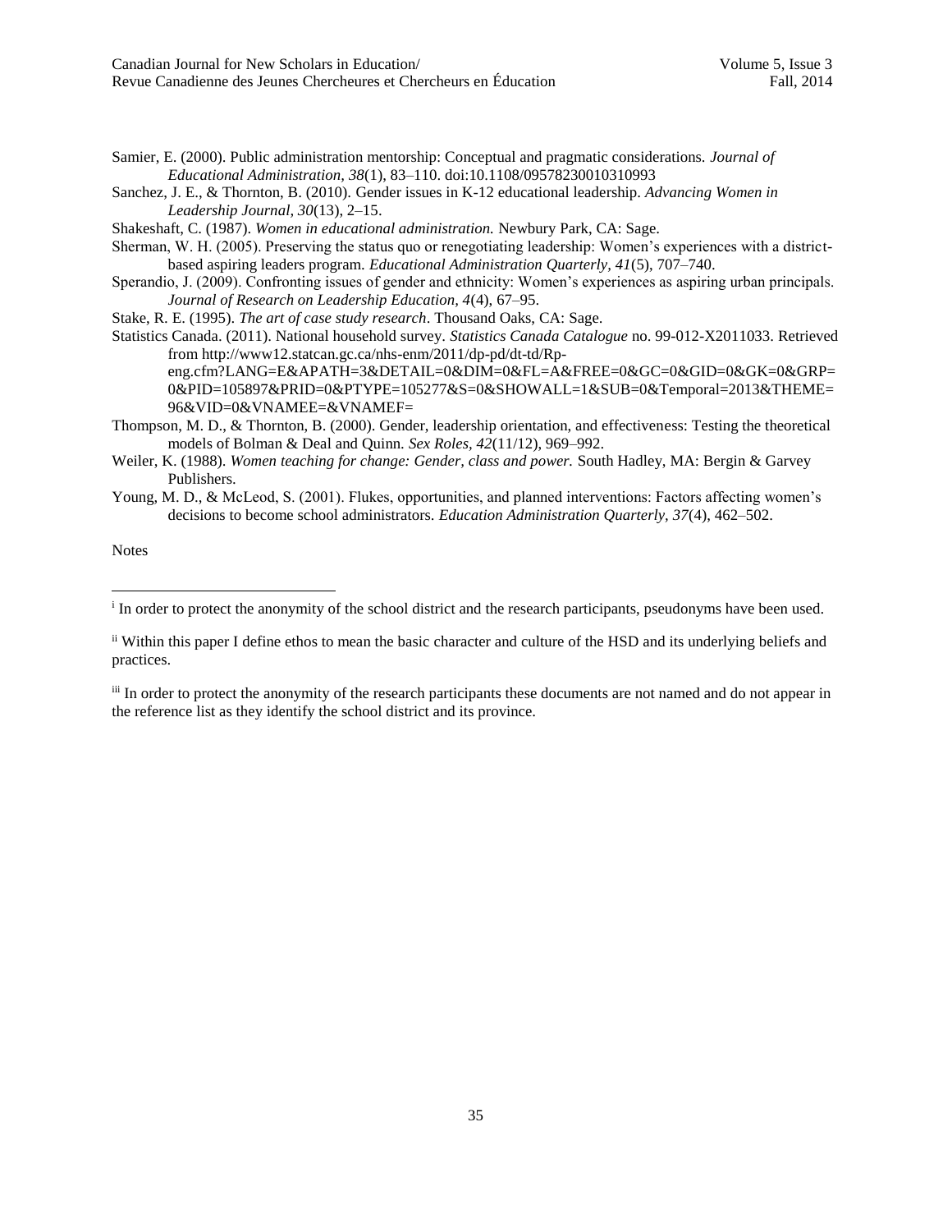Samier, E. (2000). Public administration mentorship: Conceptual and pragmatic considerations. *Journal of Educational Administration, 38*(1), 83–110. doi:10.1108/09578230010310993

Sanchez, J. E., & Thornton, B. (2010). Gender issues in K-12 educational leadership. *Advancing Women in Leadership Journal, 30*(13), 2–15.

Shakeshaft, C. (1987). *Women in educational administration.* Newbury Park, CA: Sage.

Sherman, W. H. (2005). Preserving the status quo or renegotiating leadership: Women's experiences with a district-based aspiring leaders program. *Educational Administration Quarterly, 41*(5), 707–740.

Sperandio, J. (2009). Confronting issues of gender and ethnicity: Women's experiences as aspiring urban principals. *Journal of Research on Leadership Education, 4*(4), 67–95.

Stake, R. E. (1995). *The art of case study research*. Thousand Oaks, CA: Sage.

Statistics Canada. (2011). National household survey. *Statistics Canada Catalogue* no. 99-012-X2011033. Retrieved from http://www12.statcan.gc.ca/nhs-enm/2011/dp-pd/dt-td/Rp-eng.cfm?LANG=E&APATH=3&DETAIL=0&DIM=0&FL=A&FREE=0&GC=0&GID=0&GK=0&GRP=0&PID=105897&PRID=0&PTYPE=105277&S=0&SHOWALL=1&SUB=0&Temporal=2013&THEME=96&VID=0&VNAMEE=&VNAMEF=

Thompson, M. D., & Thornton, B. (2000). Gender, leadership orientation, and effectiveness: Testing the theoretical models of Bolman & Deal and Quinn. *Sex Roles, 42*(11/12), 969–992.

Weiler, K. (1988). *Women teaching for change: Gender, class and power.* South Hadley, MA: Bergin & Garvey Publishers.

Young, M. D., & McLeod, S. (2001). Flukes, opportunities, and planned interventions: Factors affecting women's decisions to become school administrators. *Education Administration Quarterly, 37*(4), 462–502.

Notes

---

[i] In order to protect the anonymity of the school district and the research participants, pseudonyms have been used.

[ii] Within this paper I define ethos to mean the basic character and culture of the HSD and its underlying beliefs and practices.

[iii] In order to protect the anonymity of the research participants these documents are not named and do not appear in the reference list as they identify the school district and its province.